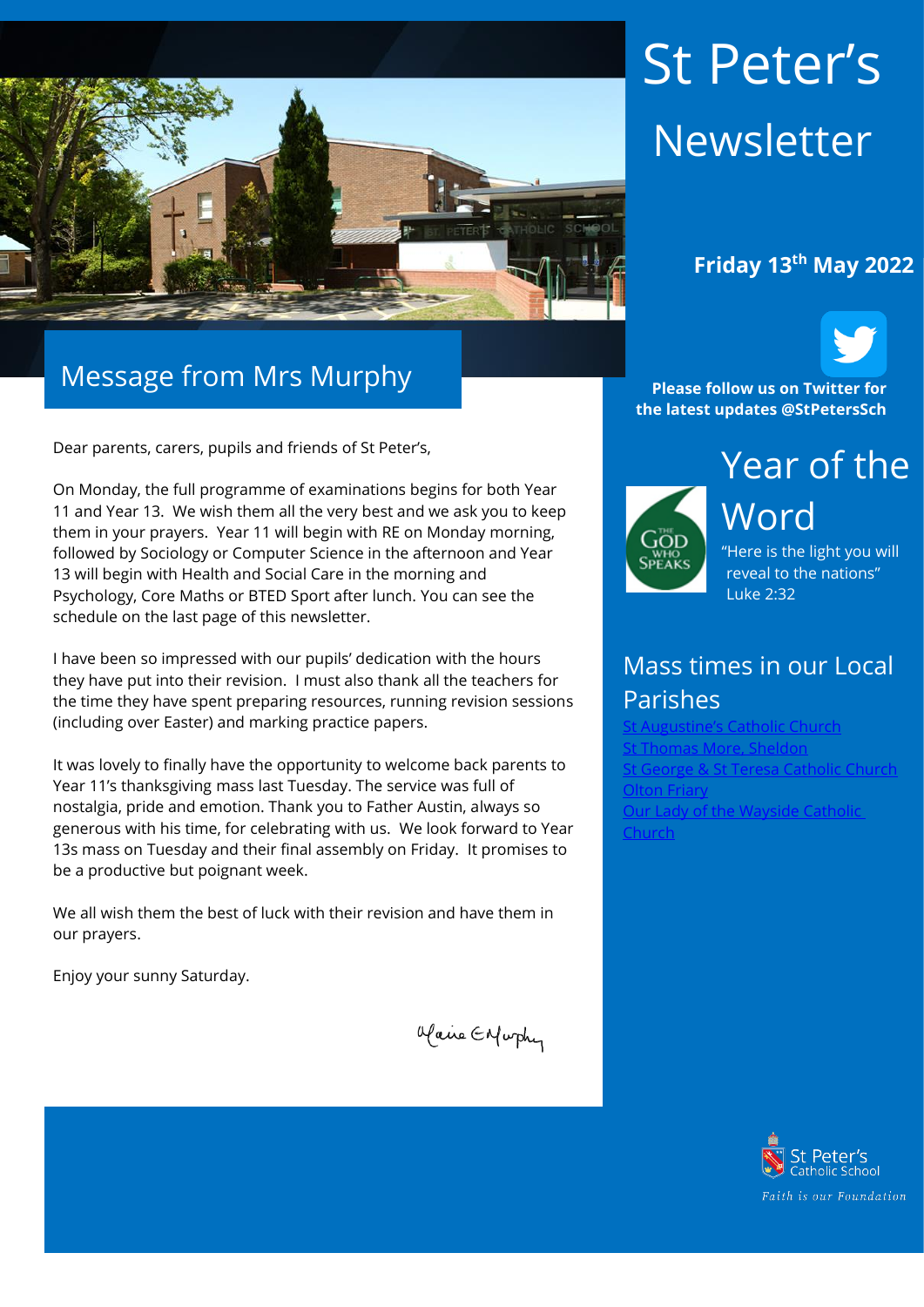# St Peter's Newsletter

**Friday 13th May 2022**

**Please follow us on Twitter for the latest updates @StPetersSch**

## Message from Mrs Murphy

Dear parents, carers, pupils and friends of St Peter's,

On Monday, the full programme of examinations begins for both Year 11 and Year 13. We wish them all the very best and we ask you to keep them in your prayers. Year 11 will begin with RE on Monday morning, followed by Sociology or Computer Science in the afternoon and Year 13 will begin with Health and Social Care in the morning and Psychology, Core Maths or BTED Sport after lunch. You can see the schedule on the last page of this newsletter.

I have been so impressed with our pupils' dedication with the hours they have put into their revision. I must also thank all the teachers for the time they have spent preparing resources, running revision sessions (including over Easter) and marking practice papers.

It was lovely to finally have the opportunity to welcome back parents to Year 11's thanksgiving mass last Tuesday. The service was full of nostalgia, pride and emotion. Thank you to Father Austin, always so generous with his time, for celebrating with us. We look forward to Year 13s mass on Tuesday and their final assembly on Friday. It promises to be a productive but poignant week.

We all wish them the best of luck with their revision and have them in our prayers.

Enjoy your sunny Saturday.

Maire E Murphy

## Year of the Word

The God Who Speaks

"Here is the light you will reveal to the nations"
Luke 2:32

## Mass times in our Local Parishes

St Augustine's Catholic Church
St Thomas More, Sheldon
St George & St Teresa Catholic Church
Olton Friary
Our Lady of the Wayside Catholic Church

St Peter's Catholic School
*Faith is our Foundation*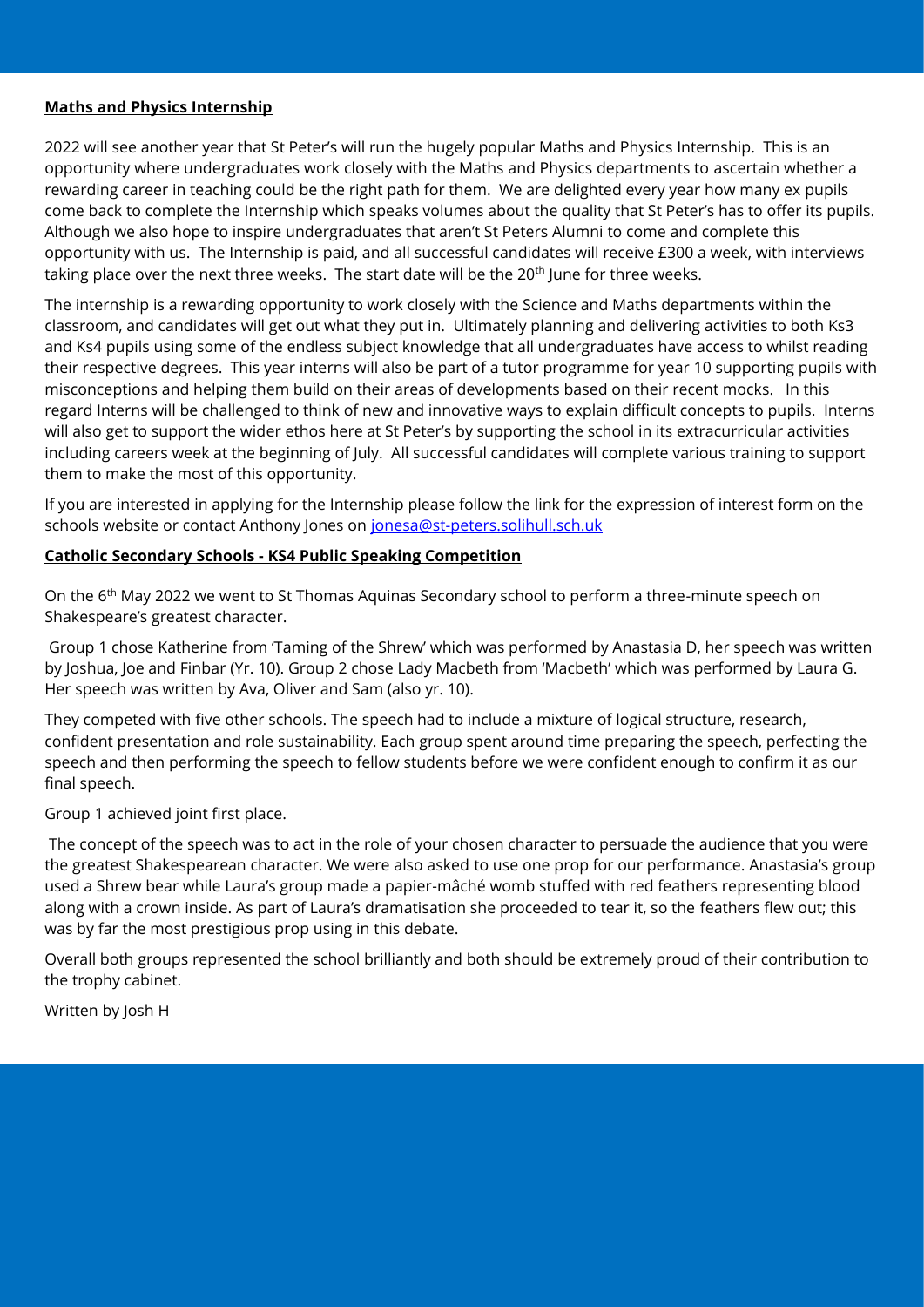## Maths and Physics Internship

2022 will see another year that St Peter's will run the hugely popular Maths and Physics Internship. This is an opportunity where undergraduates work closely with the Maths and Physics departments to ascertain whether a rewarding career in teaching could be the right path for them. We are delighted every year how many ex pupils come back to complete the Internship which speaks volumes about the quality that St Peter's has to offer its pupils. Although we also hope to inspire undergraduates that aren't St Peters Alumni to come and complete this opportunity with us. The Internship is paid, and all successful candidates will receive £300 a week, with interviews taking place over the next three weeks. The start date will be the 20th June for three weeks.

The internship is a rewarding opportunity to work closely with the Science and Maths departments within the classroom, and candidates will get out what they put in. Ultimately planning and delivering activities to both Ks3 and Ks4 pupils using some of the endless subject knowledge that all undergraduates have access to whilst reading their respective degrees. This year interns will also be part of a tutor programme for year 10 supporting pupils with misconceptions and helping them build on their areas of developments based on their recent mocks. In this regard Interns will be challenged to think of new and innovative ways to explain difficult concepts to pupils. Interns will also get to support the wider ethos here at St Peter's by supporting the school in its extracurricular activities including careers week at the beginning of July. All successful candidates will complete various training to support them to make the most of this opportunity.

If you are interested in applying for the Internship please follow the link for the expression of interest form on the schools website or contact Anthony Jones on jonesa@st-peters.solihull.sch.uk

## Catholic Secondary Schools - KS4 Public Speaking Competition

On the 6th May 2022 we went to St Thomas Aquinas Secondary school to perform a three-minute speech on Shakespeare's greatest character.

Group 1 chose Katherine from 'Taming of the Shrew' which was performed by Anastasia D, her speech was written by Joshua, Joe and Finbar (Yr. 10). Group 2 chose Lady Macbeth from 'Macbeth' which was performed by Laura G. Her speech was written by Ava, Oliver and Sam (also yr. 10).

They competed with five other schools. The speech had to include a mixture of logical structure, research, confident presentation and role sustainability. Each group spent around time preparing the speech, perfecting the speech and then performing the speech to fellow students before we were confident enough to confirm it as our final speech.

Group 1 achieved joint first place.

The concept of the speech was to act in the role of your chosen character to persuade the audience that you were the greatest Shakespearean character. We were also asked to use one prop for our performance. Anastasia's group used a Shrew bear while Laura's group made a papier-mâché womb stuffed with red feathers representing blood along with a crown inside. As part of Laura's dramatisation she proceeded to tear it, so the feathers flew out; this was by far the most prestigious prop using in this debate.

Overall both groups represented the school brilliantly and both should be extremely proud of their contribution to the trophy cabinet.

Written by Josh H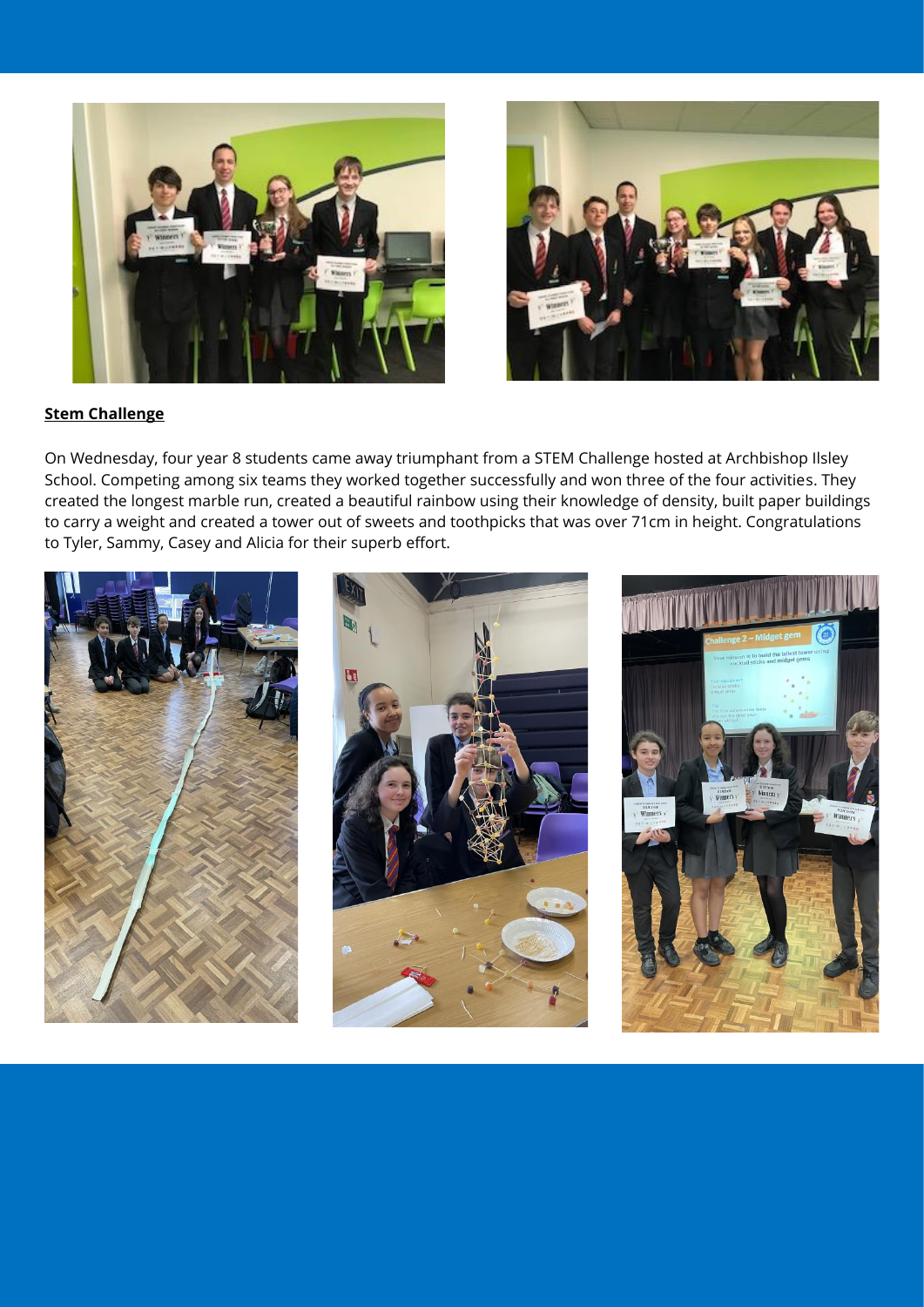**Stem Challenge**

On Wednesday, four year 8 students came away triumphant from a STEM Challenge hosted at Archbishop Ilsley School. Competing among six teams they worked together successfully and won three of the four activities. They created the longest marble run, created a beautiful rainbow using their knowledge of density, built paper buildings to carry a weight and created a tower out of sweets and toothpicks that was over 71cm in height. Congratulations to Tyler, Sammy, Casey and Alicia for their superb effort.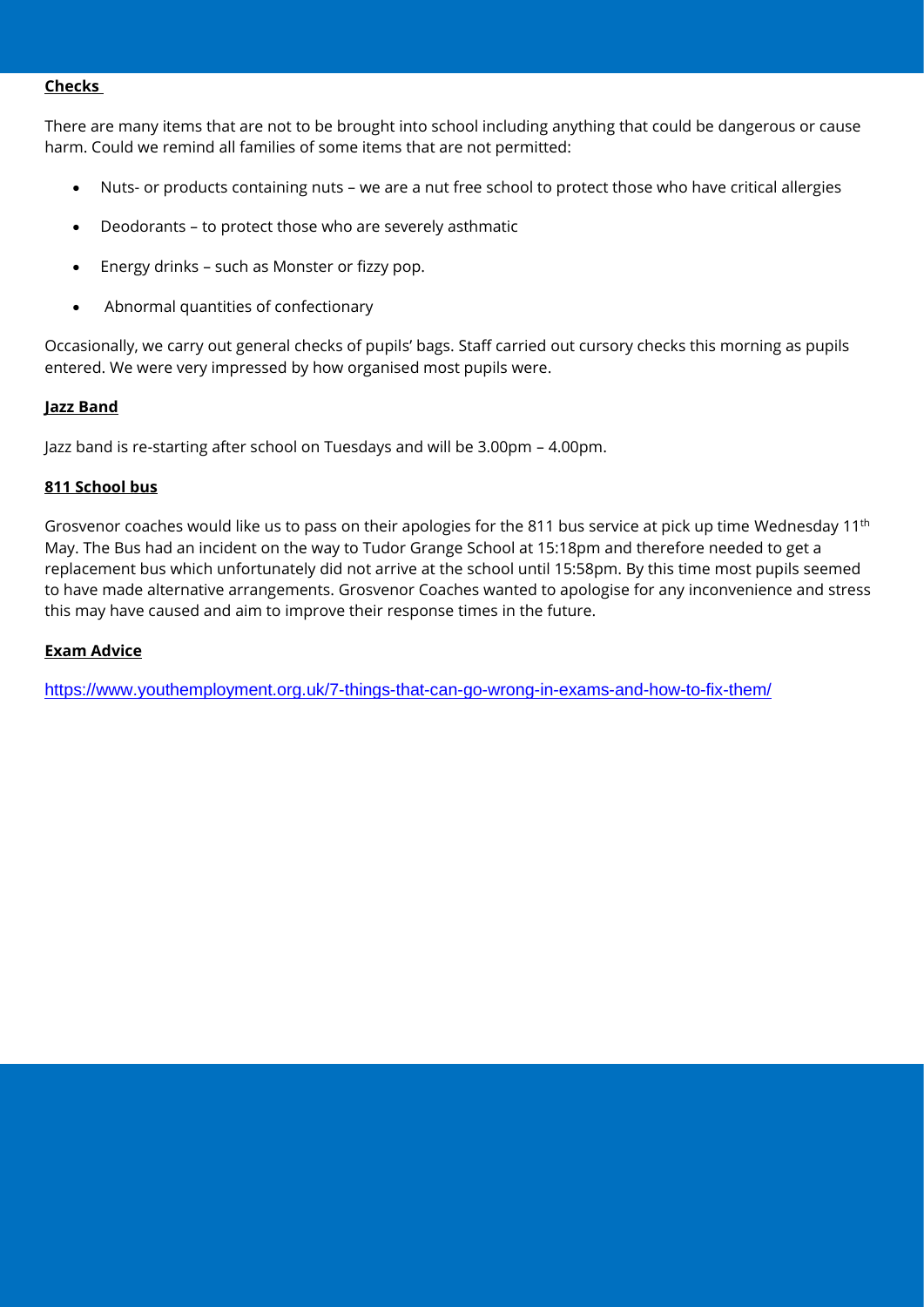**Checks**

There are many items that are not to be brought into school including anything that could be dangerous or cause harm. Could we remind all families of some items that are not permitted:

- Nuts- or products containing nuts – we are a nut free school to protect those who have critical allergies
- Deodorants – to protect those who are severely asthmatic
- Energy drinks – such as Monster or fizzy pop.
- Abnormal quantities of confectionary

Occasionally, we carry out general checks of pupils' bags. Staff carried out cursory checks this morning as pupils entered. We were very impressed by how organised most pupils were.

**Jazz Band**

Jazz band is re-starting after school on Tuesdays and will be 3.00pm – 4.00pm.

**811 School bus**

Grosvenor coaches would like us to pass on their apologies for the 811 bus service at pick up time Wednesday 11th May. The Bus had an incident on the way to Tudor Grange School at 15:18pm and therefore needed to get a replacement bus which unfortunately did not arrive at the school until 15:58pm. By this time most pupils seemed to have made alternative arrangements. Grosvenor Coaches wanted to apologise for any inconvenience and stress this may have caused and aim to improve their response times in the future.

**Exam Advice**

https://www.youthemployment.org.uk/7-things-that-can-go-wrong-in-exams-and-how-to-fix-them/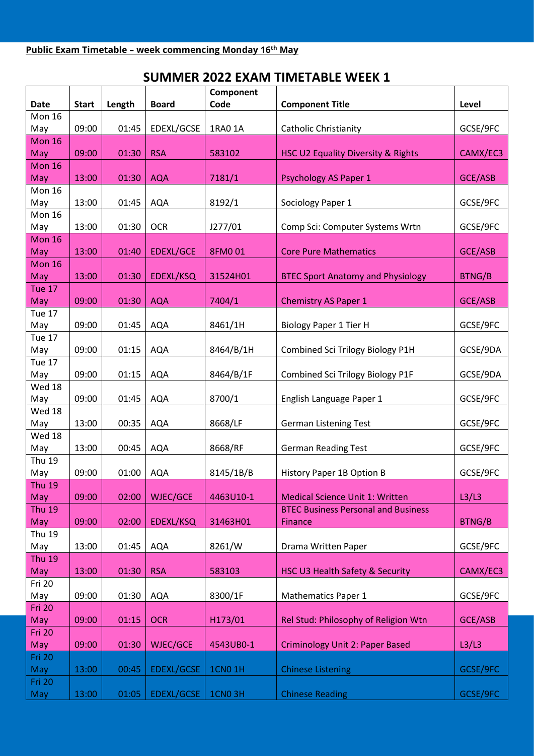**Public Exam Timetable – week commencing Monday 16th May**

## SUMMER 2022 EXAM TIMETABLE WEEK 1

| Date | Start | Length | Board | Component Code | Component Title | Level |
|---|---|---|---|---|---|---|
| Mon 16 May | 09:00 | 01:45 | EDEXL/GCSE | 1RA0 1A | Catholic Christianity | GCSE/9FC |
| Mon 16 May | 09:00 | 01:30 | RSA | 583102 | HSC U2 Equality Diversity & Rights | CAMX/EC3 |
| Mon 16 May | 13:00 | 01:30 | AQA | 7181/1 | Psychology AS Paper 1 | GCE/ASB |
| Mon 16 May | 13:00 | 01:45 | AQA | 8192/1 | Sociology Paper 1 | GCSE/9FC |
| Mon 16 May | 13:00 | 01:30 | OCR | J277/01 | Comp Sci: Computer Systems Wrtn | GCSE/9FC |
| Mon 16 May | 13:00 | 01:40 | EDEXL/GCE | 8FM0 01 | Core Pure Mathematics | GCE/ASB |
| Mon 16 May | 13:00 | 01:30 | EDEXL/KSQ | 31524H01 | BTEC Sport Anatomy and Physiology | BTNG/B |
| Tue 17 May | 09:00 | 01:30 | AQA | 7404/1 | Chemistry AS Paper 1 | GCE/ASB |
| Tue 17 May | 09:00 | 01:45 | AQA | 8461/1H | Biology Paper 1 Tier H | GCSE/9FC |
| Tue 17 May | 09:00 | 01:15 | AQA | 8464/B/1H | Combined Sci Trilogy Biology P1H | GCSE/9DA |
| Tue 17 May | 09:00 | 01:15 | AQA | 8464/B/1F | Combined Sci Trilogy Biology P1F | GCSE/9DA |
| Wed 18 May | 09:00 | 01:45 | AQA | 8700/1 | English Language Paper 1 | GCSE/9FC |
| Wed 18 May | 13:00 | 00:35 | AQA | 8668/LF | German Listening Test | GCSE/9FC |
| Wed 18 May | 13:00 | 00:45 | AQA | 8668/RF | German Reading Test | GCSE/9FC |
| Thu 19 May | 09:00 | 01:00 | AQA | 8145/1B/B | History Paper 1B Option B | GCSE/9FC |
| Thu 19 May | 09:00 | 02:00 | WJEC/GCE | 4463U10-1 | Medical Science Unit 1: Written | L3/L3 |
| Thu 19 May | 09:00 | 02:00 | EDEXL/KSQ | 31463H01 | BTEC Business Personal and Business Finance | BTNG/B |
| Thu 19 May | 13:00 | 01:45 | AQA | 8261/W | Drama Written Paper | GCSE/9FC |
| Thu 19 May | 13:00 | 01:30 | RSA | 583103 | HSC U3 Health Safety & Security | CAMX/EC3 |
| Fri 20 May | 09:00 | 01:30 | AQA | 8300/1F | Mathematics Paper 1 | GCSE/9FC |
| Fri 20 May | 09:00 | 01:15 | OCR | H173/01 | Rel Stud: Philosophy of Religion Wtn | GCE/ASB |
| Fri 20 May | 09:00 | 01:30 | WJEC/GCE | 4543UB0-1 | Criminology Unit 2: Paper Based | L3/L3 |
| Fri 20 May | 13:00 | 00:45 | EDEXL/GCSE | 1CN0 1H | Chinese Listening | GCSE/9FC |
| Fri 20 May | 13:00 | 01:05 | EDEXL/GCSE | 1CN0 3H | Chinese Reading | GCSE/9FC |